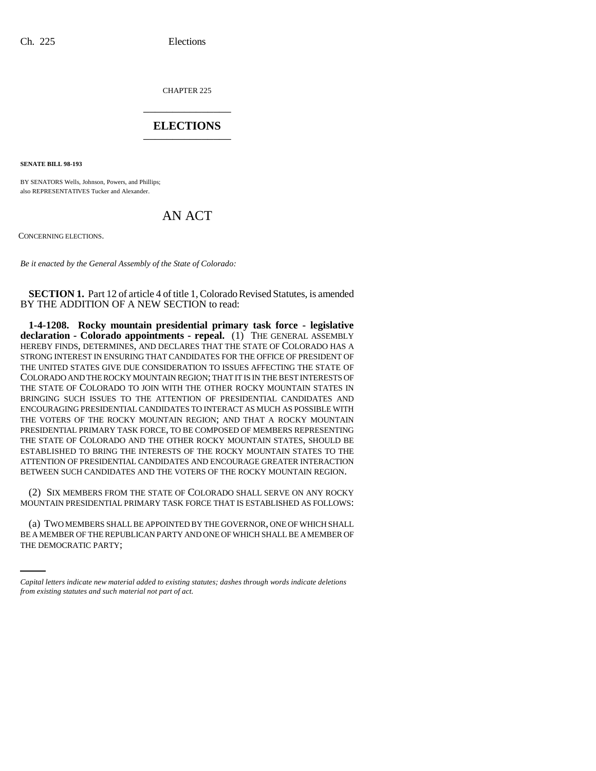CHAPTER 225

# ELECTIONS

**SENATE BILL 98-193**

BY SENATORS Wells, Johnson, Powers, and Phillips;
also REPRESENTATIVES Tucker and Alexander.

## AN ACT

CONCERNING ELECTIONS.

*Be it enacted by the General Assembly of the State of Colorado:*

**SECTION 1.** Part 12 of article 4 of title 1, Colorado Revised Statutes, is amended BY THE ADDITION OF A NEW SECTION to read:

**1-4-1208. Rocky mountain presidential primary task force - legislative declaration - Colorado appointments - repeal.** (1) THE GENERAL ASSEMBLY HEREBY FINDS, DETERMINES, AND DECLARES THAT THE STATE OF COLORADO HAS A STRONG INTEREST IN ENSURING THAT CANDIDATES FOR THE OFFICE OF PRESIDENT OF THE UNITED STATES GIVE DUE CONSIDERATION TO ISSUES AFFECTING THE STATE OF COLORADO AND THE ROCKY MOUNTAIN REGION; THAT IT IS IN THE BEST INTERESTS OF THE STATE OF COLORADO TO JOIN WITH THE OTHER ROCKY MOUNTAIN STATES IN BRINGING SUCH ISSUES TO THE ATTENTION OF PRESIDENTIAL CANDIDATES AND ENCOURAGING PRESIDENTIAL CANDIDATES TO INTERACT AS MUCH AS POSSIBLE WITH THE VOTERS OF THE ROCKY MOUNTAIN REGION; AND THAT A ROCKY MOUNTAIN PRESIDENTIAL PRIMARY TASK FORCE, TO BE COMPOSED OF MEMBERS REPRESENTING THE STATE OF COLORADO AND THE OTHER ROCKY MOUNTAIN STATES, SHOULD BE ESTABLISHED TO BRING THE INTERESTS OF THE ROCKY MOUNTAIN STATES TO THE ATTENTION OF PRESIDENTIAL CANDIDATES AND ENCOURAGE GREATER INTERACTION BETWEEN SUCH CANDIDATES AND THE VOTERS OF THE ROCKY MOUNTAIN REGION.

(2) SIX MEMBERS FROM THE STATE OF COLORADO SHALL SERVE ON ANY ROCKY MOUNTAIN PRESIDENTIAL PRIMARY TASK FORCE THAT IS ESTABLISHED AS FOLLOWS:

(a) TWO MEMBERS SHALL BE APPOINTED BY THE GOVERNOR, ONE OF WHICH SHALL BE A MEMBER OF THE REPUBLICAN PARTY AND ONE OF WHICH SHALL BE A MEMBER OF THE DEMOCRATIC PARTY;

*Capital letters indicate new material added to existing statutes; dashes through words indicate deletions from existing statutes and such material not part of act.*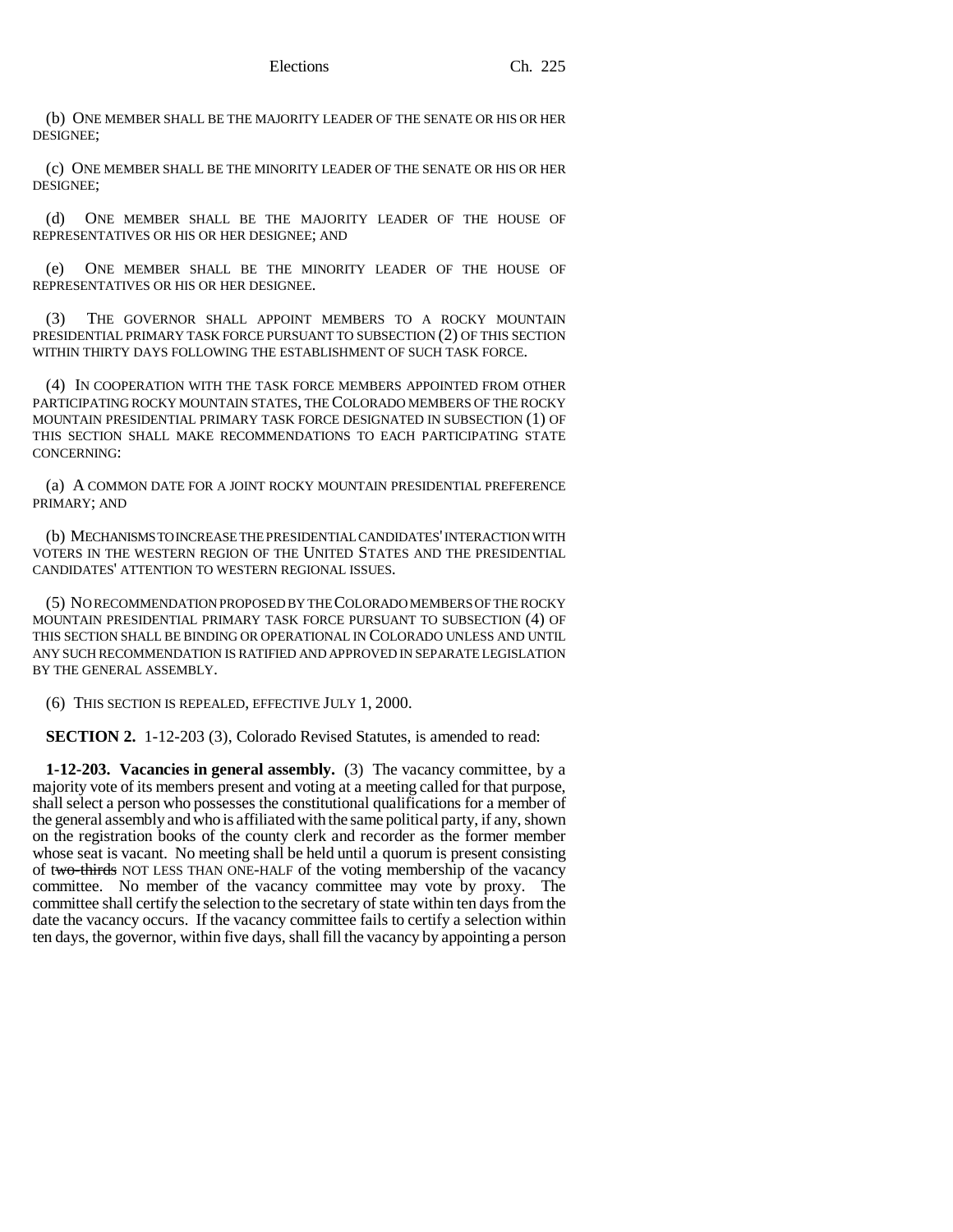(b) ONE MEMBER SHALL BE THE MAJORITY LEADER OF THE SENATE OR HIS OR HER DESIGNEE;

(c) ONE MEMBER SHALL BE THE MINORITY LEADER OF THE SENATE OR HIS OR HER DESIGNEE;

(d) ONE MEMBER SHALL BE THE MAJORITY LEADER OF THE HOUSE OF REPRESENTATIVES OR HIS OR HER DESIGNEE; AND

(e) ONE MEMBER SHALL BE THE MINORITY LEADER OF THE HOUSE OF REPRESENTATIVES OR HIS OR HER DESIGNEE.

(3) THE GOVERNOR SHALL APPOINT MEMBERS TO A ROCKY MOUNTAIN PRESIDENTIAL PRIMARY TASK FORCE PURSUANT TO SUBSECTION (2) OF THIS SECTION WITHIN THIRTY DAYS FOLLOWING THE ESTABLISHMENT OF SUCH TASK FORCE.

(4) IN COOPERATION WITH THE TASK FORCE MEMBERS APPOINTED FROM OTHER PARTICIPATING ROCKY MOUNTAIN STATES, THE COLORADO MEMBERS OF THE ROCKY MOUNTAIN PRESIDENTIAL PRIMARY TASK FORCE DESIGNATED IN SUBSECTION (1) OF THIS SECTION SHALL MAKE RECOMMENDATIONS TO EACH PARTICIPATING STATE CONCERNING:

(a) A COMMON DATE FOR A JOINT ROCKY MOUNTAIN PRESIDENTIAL PREFERENCE PRIMARY; AND

(b) MECHANISMS TO INCREASE THE PRESIDENTIAL CANDIDATES' INTERACTION WITH VOTERS IN THE WESTERN REGION OF THE UNITED STATES AND THE PRESIDENTIAL CANDIDATES' ATTENTION TO WESTERN REGIONAL ISSUES.

(5) NO RECOMMENDATION PROPOSED BY THE COLORADO MEMBERS OF THE ROCKY MOUNTAIN PRESIDENTIAL PRIMARY TASK FORCE PURSUANT TO SUBSECTION (4) OF THIS SECTION SHALL BE BINDING OR OPERATIONAL IN COLORADO UNLESS AND UNTIL ANY SUCH RECOMMENDATION IS RATIFIED AND APPROVED IN SEPARATE LEGISLATION BY THE GENERAL ASSEMBLY.

(6) THIS SECTION IS REPEALED, EFFECTIVE JULY 1, 2000.

**SECTION 2.** 1-12-203 (3), Colorado Revised Statutes, is amended to read:

**1-12-203. Vacancies in general assembly.** (3) The vacancy committee, by a majority vote of its members present and voting at a meeting called for that purpose, shall select a person who possesses the constitutional qualifications for a member of the general assembly and who is affiliated with the same political party, if any, shown on the registration books of the county clerk and recorder as the former member whose seat is vacant. No meeting shall be held until a quorum is present consisting of ~~two-thirds~~ NOT LESS THAN ONE-HALF of the voting membership of the vacancy committee. No member of the vacancy committee may vote by proxy. The committee shall certify the selection to the secretary of state within ten days from the date the vacancy occurs. If the vacancy committee fails to certify a selection within ten days, the governor, within five days, shall fill the vacancy by appointing a person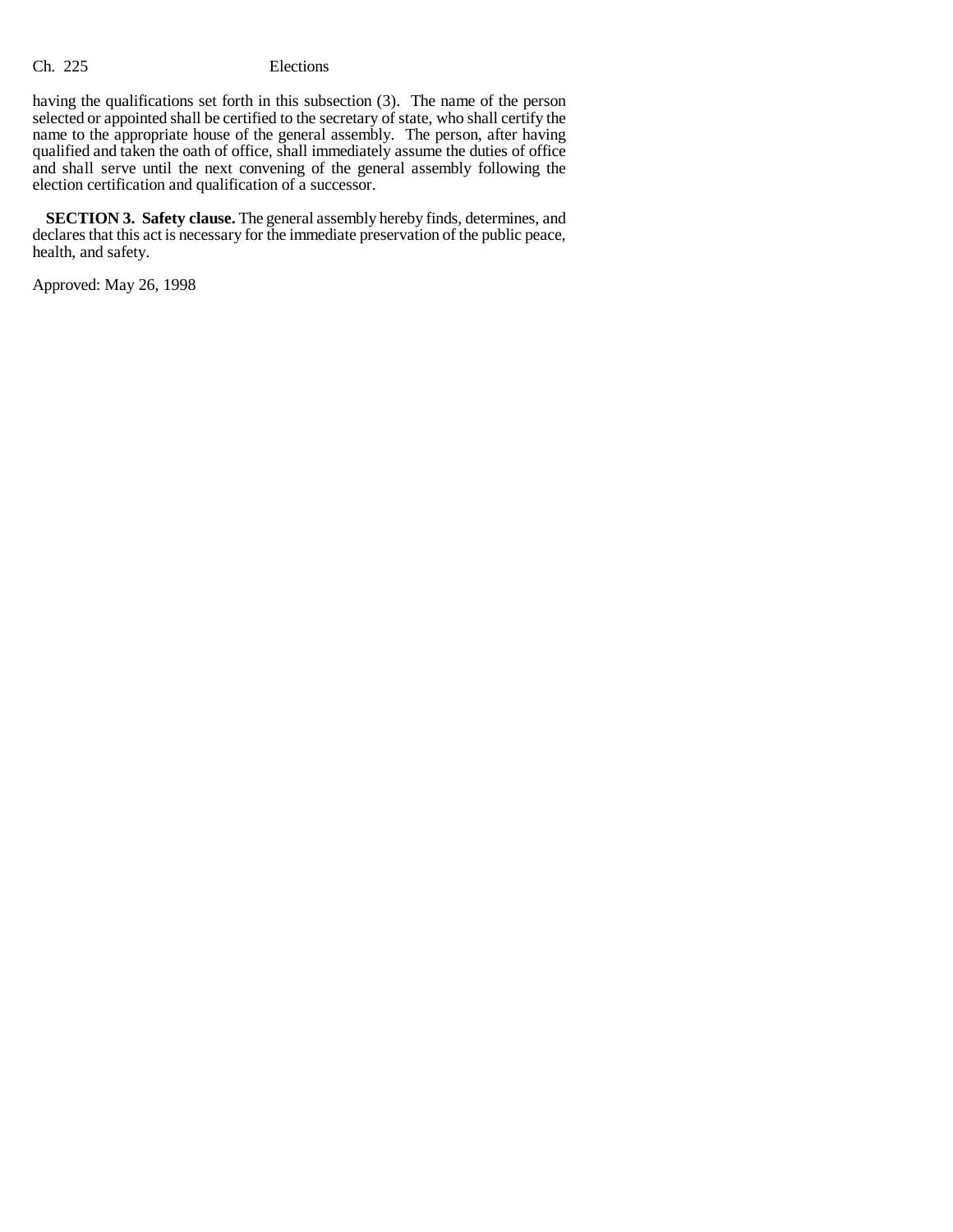having the qualifications set forth in this subsection (3). The name of the person selected or appointed shall be certified to the secretary of state, who shall certify the name to the appropriate house of the general assembly. The person, after having qualified and taken the oath of office, shall immediately assume the duties of office and shall serve until the next convening of the general assembly following the election certification and qualification of a successor.

**SECTION 3. Safety clause.** The general assembly hereby finds, determines, and declares that this act is necessary for the immediate preservation of the public peace, health, and safety.

Approved: May 26, 1998